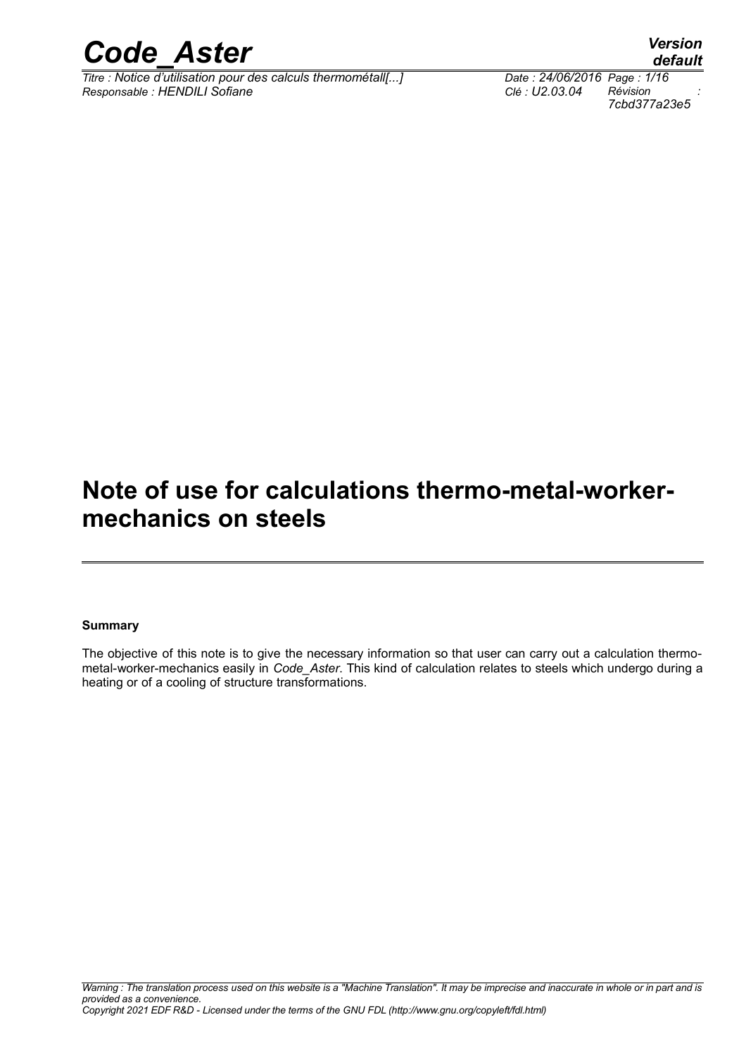# Note of use for calculations thermo-metal-worker-mechanics on steels

**Summary**

The objective of this note is to give the necessary information so that user can carry out a calculation thermo-metal-worker-mechanics easily in *Code_Aster*. This kind of calculation relates to steels which undergo during a heating or of a cooling of structure transformations.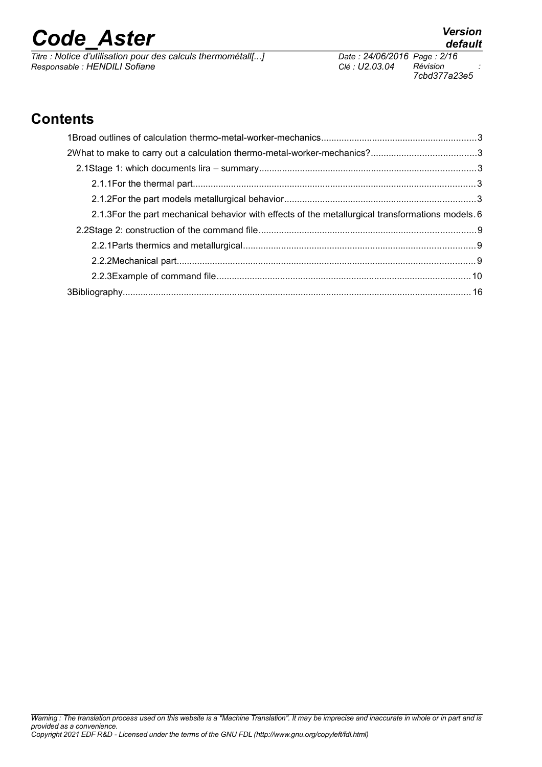## Contents

1Broad outlines of calculation thermo-metal-worker-mechanics....................................................3

2What to make to carry out a calculation thermo-metal-worker-mechanics?....................................3

2.1Stage 1: which documents lira – summary....................................................................................3

2.1.1For the thermal part...................................................................................................................3

2.1.2For the part models metallurgical behavior.................................................................................3

2.1.3For the part mechanical behavior with effects of the metallurgical transformations models.6

2.2Stage 2: construction of the command file...................................................................................9

2.2.1Parts thermics and metallurgical.................................................................................................9

2.2.2Mechanical part............................................................................................................................9

2.2.3Example of command file...........................................................................................................10

3Bibliography.......................................................................................................................................16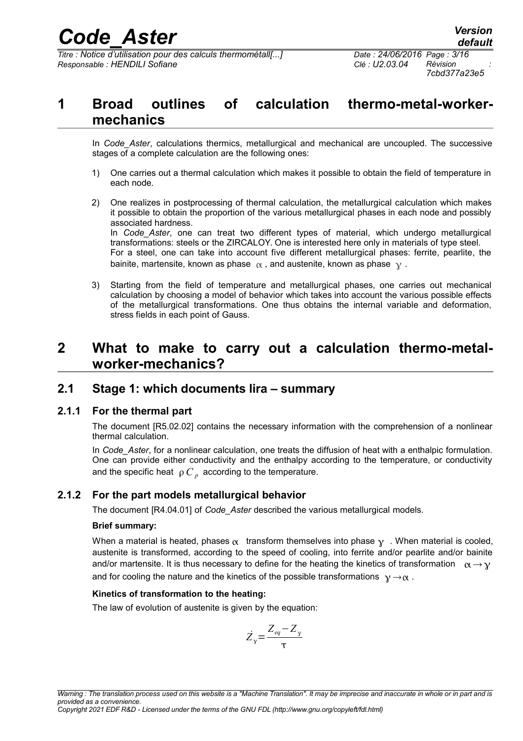# 1 Broad outlines of calculation thermo-metal-worker-mechanics

In *Code_Aster*, calculations thermics, metallurgical and mechanical are uncoupled. The successive stages of a complete calculation are the following ones:

1) One carries out a thermal calculation which makes it possible to obtain the field of temperature in each node.

2) One realizes in postprocessing of thermal calculation, the metallurgical calculation which makes it possible to obtain the proportion of the various metallurgical phases in each node and possibly associated hardness.
In *Code_Aster*, one can treat two different types of material, which undergo metallurgical transformations: steels or the ZIRCALOY. One is interested here only in materials of type steel.
For a steel, one can take into account five different metallurgical phases: ferrite, pearlite, the bainite, martensite, known as phase $\alpha$, and austenite, known as phase $\gamma$.

3) Starting from the field of temperature and metallurgical phases, one carries out mechanical calculation by choosing a model of behavior which takes into account the various possible effects of the metallurgical transformations. One thus obtains the internal variable and deformation, stress fields in each point of Gauss.

# 2 What to make to carry out a calculation thermo-metal-worker-mechanics?

## 2.1 Stage 1: which documents lira – summary

### 2.1.1 For the thermal part

The document [R5.02.02] contains the necessary information with the comprehension of a nonlinear thermal calculation.

In *Code_Aster*, for a nonlinear calculation, one treats the diffusion of heat with a enthalpic formulation. One can provide either conductivity and the enthalpy according to the temperature, or conductivity and the specific heat $\rho C_p$ according to the temperature.

### 2.1.2 For the part models metallurgical behavior

The document [R4.04.01] of *Code_Aster* described the various metallurgical models.

**Brief summary:**

When a material is heated, phases $\alpha$ transform themselves into phase $\gamma$. When material is cooled, austenite is transformed, according to the speed of cooling, into ferrite and/or pearlite and/or bainite and/or martensite. It is thus necessary to define for the heating the kinetics of transformation $\alpha \rightarrow \gamma$ and for cooling the nature and the kinetics of the possible transformations $\gamma \rightarrow \alpha$.

**Kinetics of transformation to the heating:**

The law of evolution of austenite is given by the equation:

$$\dot{Z}_\gamma = \frac{Z_{eq} - Z_\gamma}{\tau}$$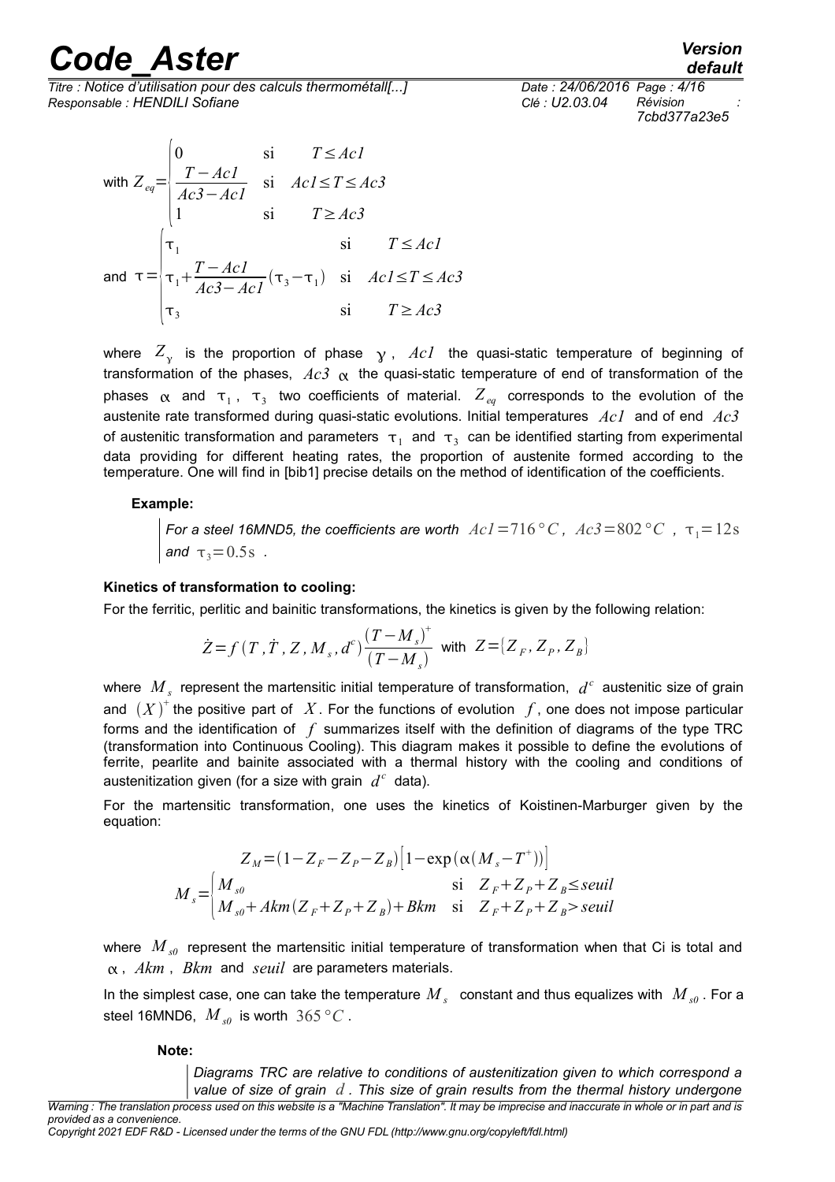with $Z_{eq}=\begin{cases} 0 & \text{si} \quad T \leq Ac1 \\ \dfrac{T-Ac1}{Ac3-Ac1} & \text{si} \quad Ac1 \leq T \leq Ac3 \\ 1 & \text{si} \quad T \geq Ac3 \end{cases}$

and $\tau=\begin{cases} \tau_1 & \text{si} \quad T \leq Ac1 \\ \tau_1+\dfrac{T-Ac1}{Ac3-Ac1}(\tau_3-\tau_1) & \text{si} \quad Ac1 \leq T \leq Ac3 \\ \tau_3 & \text{si} \quad T \geq Ac3 \end{cases}$

where $Z_\gamma$ is the proportion of phase $\gamma$, $Ac1$ the quasi-static temperature of beginning of transformation of the phases, $Ac3$ $\alpha$ the quasi-static temperature of end of transformation of the phases $\alpha$ and $\tau_1$, $\tau_3$ two coefficients of material. $Z_{eq}$ corresponds to the evolution of the austenite rate transformed during quasi-static evolutions. Initial temperatures $Ac1$ and of end $Ac3$ of austenitic transformation and parameters $\tau_1$ and $\tau_3$ can be identified starting from experimental data providing for different heating rates, the proportion of austenite formed according to the temperature. One will find in [bib1] precise details on the method of identification of the coefficients.

**Example:**

> *For a steel 16MND5, the coefficients are worth* $Ac1=716\,°C$, $Ac3=802\,°C$, $\tau_1=12\,\text{s}$ *and* $\tau_3=0.5\,\text{s}$ .

**Kinetics of transformation to cooling:**

For the ferritic, perlitic and bainitic transformations, the kinetics is given by the following relation:

$$\dot{Z}=f(T,\dot{T},Z,M_s,d^c)\frac{(T-M_s)^+}{(T-M_s)} \quad \text{with} \quad Z=\{Z_F,Z_P,Z_B\}$$

where $M_s$ represent the martensitic initial temperature of transformation, $d^c$ austenitic size of grain and $(X)^+$ the positive part of $X$. For the functions of evolution $f$, one does not impose particular forms and the identification of $f$ summarizes itself with the definition of diagrams of the type TRC (transformation into Continuous Cooling). This diagram makes it possible to define the evolutions of ferrite, pearlite and bainite associated with a thermal history with the cooling and conditions of austenitization given (for a size with grain $d^c$ data).

For the martensitic transformation, one uses the kinetics of Koistinen-Marburger given by the equation:

$$Z_M=(1-Z_F-Z_P-Z_B)\left[1-\exp(\alpha(M_s-T^+))\right]$$

$$M_s=\begin{cases} M_{s0} & \text{si} \quad Z_F+Z_P+Z_B \leq seuil \\ M_{s0}+Akm(Z_F+Z_P+Z_B)+Bkm & \text{si} \quad Z_F+Z_P+Z_B > seuil \end{cases}$$

where $M_{s0}$ represent the martensitic initial temperature of transformation when that Ci is total and $\alpha$, $Akm$, $Bkm$ and $seuil$ are parameters materials.

In the simplest case, one can take the temperature $M_s$ constant and thus equalizes with $M_{s0}$. For a steel 16MND6, $M_{s0}$ is worth $365\,°C$.

**Note:**

> *Diagrams TRC are relative to conditions of austenitization given to which correspond a value of size of grain* $d$. *This size of grain results from the thermal history undergone*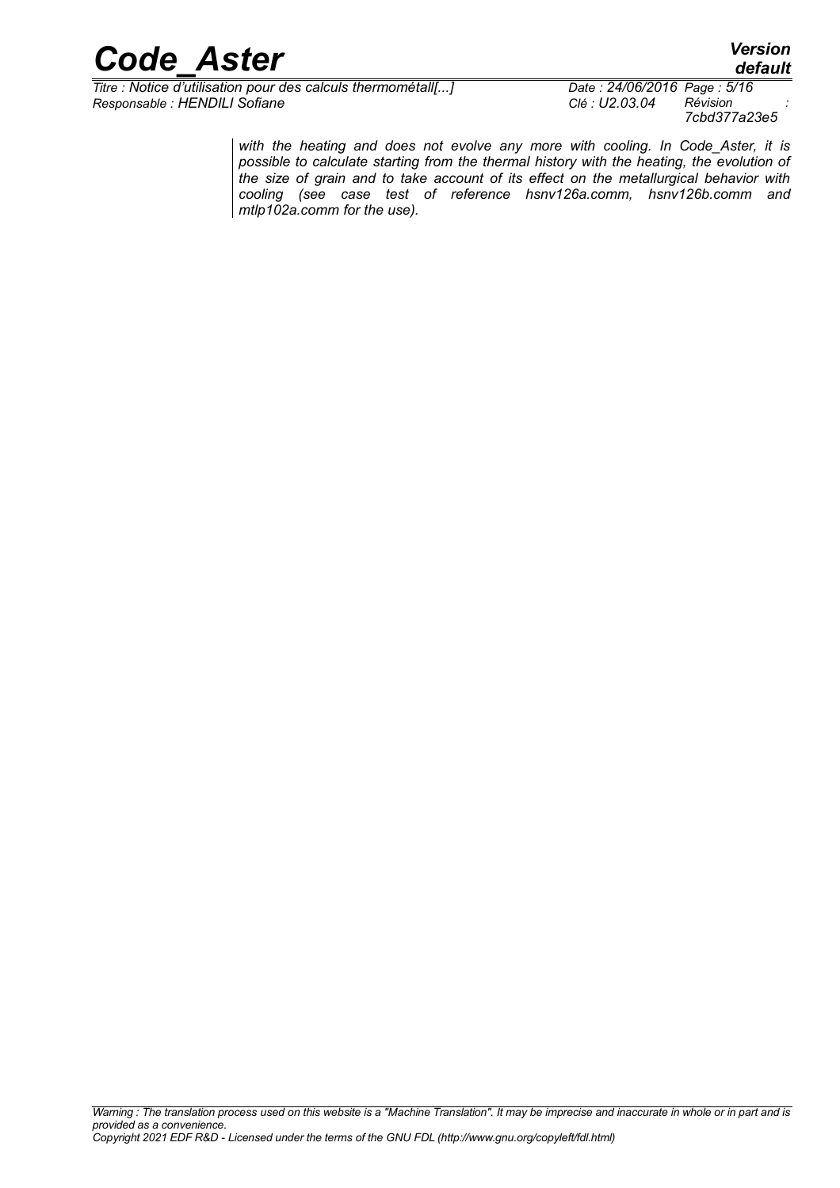*with the heating and does not evolve any more with cooling. In Code_Aster, it is possible to calculate starting from the thermal history with the heating, the evolution of the size of grain and to take account of its effect on the metallurgical behavior with cooling (see case test of reference hsnv126a.comm, hsnv126b.comm and mtlp102a.comm for the use).*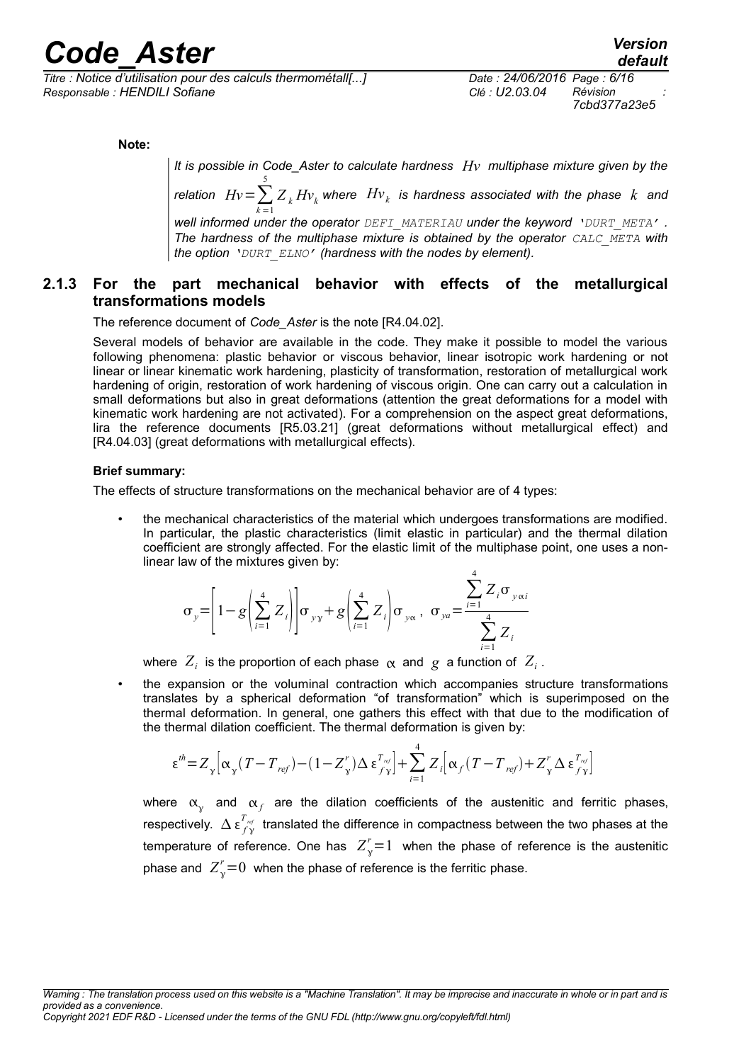**Note:**

*It is possible in Code_Aster to calculate hardness $Hv$ multiphase mixture given by the relation $Hv=\sum_{k=1}^{5} Z_k Hv_k$ where $Hv_k$ is hardness associated with the phase $k$ and well informed under the operator `DEFI_MATERIAU` under the keyword `'DURT_META'`. The hardness of the multiphase mixture is obtained by the operator `CALC_META` with the option `'DURT_ELNO'` (hardness with the nodes by element).*

### 2.1.3 For the part mechanical behavior with effects of the metallurgical transformations models

The reference document of *Code_Aster* is the note [R4.04.02].

Several models of behavior are available in the code. They make it possible to model the various following phenomena: plastic behavior or viscous behavior, linear isotropic work hardening or not linear or linear kinematic work hardening, plasticity of transformation, restoration of metallurgical work hardening of origin, restoration of work hardening of viscous origin. One can carry out a calculation in small deformations but also in great deformations (attention the great deformations for a model with kinematic work hardening are not activated). For a comprehension on the aspect great deformations, lira the reference documents [R5.03.21] (great deformations without metallurgical effect) and [R4.04.03] (great deformations with metallurgical effects).

**Brief summary:**

The effects of structure transformations on the mechanical behavior are of 4 types:

- the mechanical characteristics of the material which undergoes transformations are modified. In particular, the plastic characteristics (limit elastic in particular) and the thermal dilation coefficient are strongly affected. For the elastic limit of the multiphase point, one uses a non-linear law of the mixtures given by:

$$\sigma_y=\left[1-g\left(\sum_{i=1}^{4} Z_i\right)\right]\sigma_{y\gamma}+g\left(\sum_{i=1}^{4} Z_i\right)\sigma_{y\alpha}\,,\ \ \sigma_{ya}=\frac{\sum_{i=1}^{4} Z_i \sigma_{y\alpha i}}{\sum_{i=1}^{4} Z_i}$$

  where $Z_i$ is the proportion of each phase $\alpha$ and $g$ a function of $Z_i$.

- the expansion or the voluminal contraction which accompanies structure transformations translates by a spherical deformation "of transformation" which is superimposed on the thermal deformation. In general, one gathers this effect with that due to the modification of the thermal dilation coefficient. The thermal deformation is given by:

$$\varepsilon^{th}=Z_\gamma\left[\alpha_\gamma(T-T_{ref})-(1-Z_\gamma^r)\Delta\varepsilon_{f\gamma}^{T_{ref}}\right]+\sum_{i=1}^{4} Z_i\left[\alpha_f(T-T_{ref})+Z_\gamma^r\Delta\varepsilon_{f\gamma}^{T_{ref}}\right]$$

  where $\alpha_\gamma$ and $\alpha_f$ are the dilation coefficients of the austenitic and ferritic phases, respectively. $\Delta\varepsilon_{f\gamma}^{T_{ref}}$ translated the difference in compactness between the two phases at the temperature of reference. One has $Z_\gamma^r=1$ when the phase of reference is the austenitic phase and $Z_\gamma^r=0$ when the phase of reference is the ferritic phase.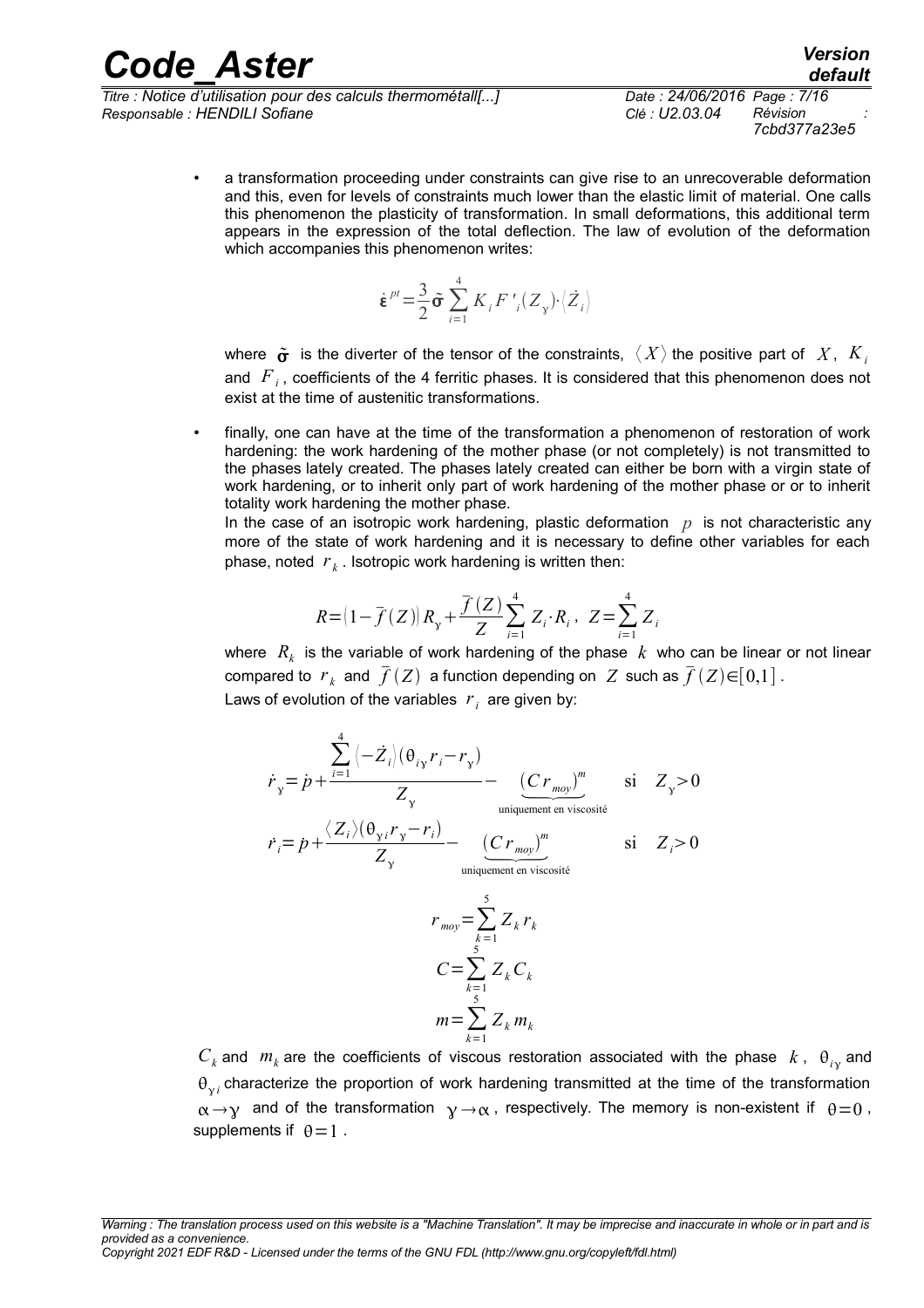- a transformation proceeding under constraints can give rise to an unrecoverable deformation and this, even for levels of constraints much lower than the elastic limit of material. One calls this phenomenon the plasticity of transformation. In small deformations, this additional term appears in the expression of the total deflection. The law of evolution of the deformation which accompanies this phenomenon writes:

$$\dot{\boldsymbol{\varepsilon}}^{pt}=\frac{3}{2}\tilde{\boldsymbol{\sigma}}\sum_{i=1}^{4}K_i F'_i(Z_\gamma)\cdot\langle\dot{Z}_i\rangle$$

where $\tilde{\boldsymbol{\sigma}}$ is the diverter of the tensor of the constraints, $\langle X\rangle$ the positive part of $X$, $K_i$ and $F_i$, coefficients of the 4 ferritic phases. It is considered that this phenomenon does not exist at the time of austenitic transformations.

- finally, one can have at the time of the transformation a phenomenon of restoration of work hardening: the work hardening of the mother phase (or not completely) is not transmitted to the phases lately created. The phases lately created can either be born with a virgin state of work hardening, or to inherit only part of work hardening of the mother phase or to inherit totality work hardening the mother phase.

  In the case of an isotropic work hardening, plastic deformation $p$ is not characteristic any more of the state of work hardening and it is necessary to define other variables for each phase, noted $r_k$. Isotropic work hardening is written then:

$$R=\left(1-\bar{f}(Z)\right)R_\gamma+\frac{\bar{f}(Z)}{Z}\sum_{i=1}^{4}Z_i\cdot R_i\,,\quad Z=\sum_{i=1}^{4}Z_i$$

where $R_k$ is the variable of work hardening of the phase $k$ who can be linear or not linear compared to $r_k$ and $\bar{f}(Z)$ a function depending on $Z$ such as $\bar{f}(Z)\in[0,1]$.

Laws of evolution of the variables $r_i$ are given by:

$$\dot{r}_\gamma=\dot{p}+\frac{\sum_{i=1}^{4}\langle-\dot{Z}_i\rangle(\theta_{i\gamma}r_i-r_\gamma)}{Z_\gamma}-\underbrace{(C\,r_{moy})^m}_{\text{uniquement en viscosité}}\qquad \text{si}\quad Z_\gamma>0$$

$$\dot{r}_i=\dot{p}+\frac{\langle Z_i\rangle(\theta_{\gamma i}r_\gamma-r_i)}{Z_\gamma}-\underbrace{(C\,r_{moy})^m}_{\text{uniquement en viscosité}}\qquad \text{si}\quad Z_i>0$$

$$r_{moy}=\sum_{k=1}^{5}Z_k r_k$$

$$C=\sum_{k=1}^{5}Z_k C_k$$

$$m=\sum_{k=1}^{5}Z_k m_k$$

$C_k$ and $m_k$ are the coefficients of viscous restoration associated with the phase $k$, $\theta_{i\gamma}$ and $\theta_{\gamma i}$ characterize the proportion of work hardening transmitted at the time of the transformation $\alpha\rightarrow\gamma$ and of the transformation $\gamma\rightarrow\alpha$, respectively. The memory is non-existent if $\theta=0$, supplements if $\theta=1$.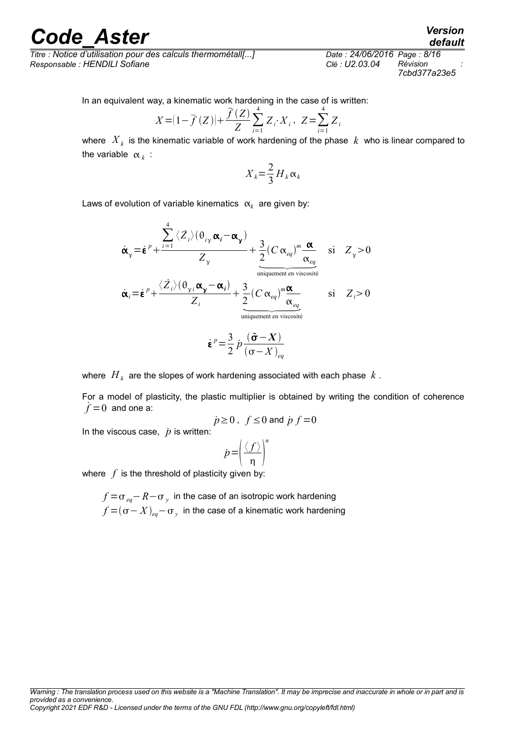In an equivalent way, a kinematic work hardening in the case of is written:

$$X = \left(1 - \bar{f}(Z)\right) + \frac{\bar{f}(Z)}{Z} \sum_{i=1}^{4} Z_i \cdot X_i \,, \;\; Z = \sum_{i=1}^{4} Z_i$$

where $X_k$ is the kinematic variable of work hardening of the phase $k$ who is linear compared to the variable $\alpha_k$ :

$$X_k = \frac{2}{3} H_k \alpha_k$$

Laws of evolution of variable kinematics $\alpha_k$ are given by:

$$\dot{\boldsymbol{\alpha}}_\gamma = \dot{\boldsymbol{\varepsilon}}^p + \frac{\sum_{i=1}^{4} \langle \dot{Z}_i \rangle (\theta_{i\gamma} \boldsymbol{\alpha}_i - \boldsymbol{\alpha}_\gamma)}{Z_\gamma} + \underbrace{\frac{3}{2} (C \alpha_{eq})^m \frac{\boldsymbol{\alpha}}{\alpha_{eq}}}_{\text{uniquement en viscosité}} \quad \text{si} \quad Z_\gamma > 0$$

$$\dot{\boldsymbol{\alpha}}_i = \dot{\boldsymbol{\varepsilon}}^p + \frac{\langle \dot{Z}_i \rangle (\theta_{\gamma i} \boldsymbol{\alpha}_\gamma - \boldsymbol{\alpha}_i)}{Z_i} + \underbrace{\frac{3}{2} (C \alpha_{eq})^m \frac{\boldsymbol{\alpha}}{\alpha_{eq}}}_{\text{uniquement en viscosité}} \quad \text{si} \quad Z_i > 0$$

$$\dot{\boldsymbol{\varepsilon}}^p = \frac{3}{2} \dot{p} \frac{(\tilde{\boldsymbol{\sigma}} - \boldsymbol{X})}{(\sigma - X)_{eq}}$$

where $H_k$ are the slopes of work hardening associated with each phase $k$.

For a model of plasticity, the plastic multiplier is obtained by writing the condition of coherence $\dot{f} = 0$ and one a:

$$\dot{p} \geq 0 \,, \;\; f \leq 0 \text{ and } \dot{p}\, f = 0$$

In the viscous case, $\dot{p}$ is written:

$$\dot{p} = \left( \frac{\langle f \rangle}{\eta} \right)^n$$

where $f$ is the threshold of plasticity given by:

$f = \sigma_{eq} - R - \sigma_y$ in the case of an isotropic work hardening

$f = (\sigma - X)_{eq} - \sigma_y$ in the case of a kinematic work hardening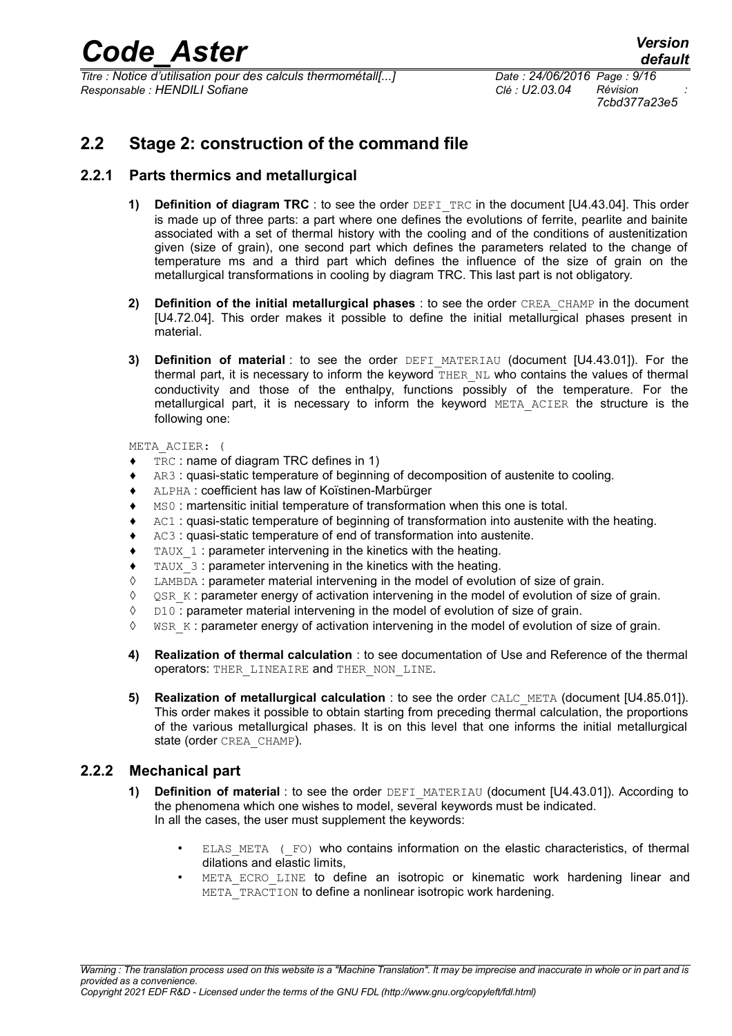## 2.2 Stage 2: construction of the command file

### 2.2.1 Parts thermics and metallurgical

1) **Definition of diagram TRC** : to see the order `DEFI_TRC` in the document [U4.43.04]. This order is made up of three parts: a part where one defines the evolutions of ferrite, pearlite and bainite associated with a set of thermal history with the cooling and of the conditions of austenitization given (size of grain), one second part which defines the parameters related to the change of temperature ms and a third part which defines the influence of the size of grain on the metallurgical transformations in cooling by diagram TRC. This last part is not obligatory.

2) **Definition of the initial metallurgical phases** : to see the order `CREA_CHAMP` in the document [U4.72.04]. This order makes it possible to define the initial metallurgical phases present in material.

3) **Definition of material** : to see the order `DEFI_MATERIAU` (document [U4.43.01]). For the thermal part, it is necessary to inform the keyword `THER_NL` who contains the values of thermal conductivity and those of the enthalpy, functions possibly of the temperature. For the metallurgical part, it is necessary to inform the keyword `META_ACIER` the structure is the following one:

`META_ACIER: (`

- ♦ `TRC` : name of diagram TRC defines in 1)
- ♦ `AR3` : quasi-static temperature of beginning of decomposition of austenite to cooling.
- ♦ `ALPHA` : coefficient has law of Koïstinen-Marbürger
- ♦ `MS0` : martensitic initial temperature of transformation when this one is total.
- ♦ `AC1` : quasi-static temperature of beginning of transformation into austenite with the heating.
- ♦ `AC3` : quasi-static temperature of end of transformation into austenite.
- ♦ `TAUX_1` : parameter intervening in the kinetics with the heating.
- ♦ `TAUX_3` : parameter intervening in the kinetics with the heating.
- ◊ `LAMBDA` : parameter material intervening in the model of evolution of size of grain.
- ◊ `QSR_K` : parameter energy of activation intervening in the model of evolution of size of grain.
- ◊ `D10` : parameter material intervening in the model of evolution of size of grain.
- ◊ `WSR_K` : parameter energy of activation intervening in the model of evolution of size of grain.

4) **Realization of thermal calculation** : to see documentation of Use and Reference of the thermal operators: `THER_LINEAIRE` and `THER_NON_LINE`.

5) **Realization of metallurgical calculation** : to see the order `CALC_META` (document [U4.85.01]). This order makes it possible to obtain starting from preceding thermal calculation, the proportions of the various metallurgical phases. It is on this level that one informs the initial metallurgical state (order `CREA_CHAMP`).

### 2.2.2 Mechanical part

1) **Definition of material** : to see the order `DEFI_MATERIAU` (document [U4.43.01]). According to the phenomena which one wishes to model, several keywords must be indicated.
In all the cases, the user must supplement the keywords:

- `ELAS_META (_FO)` who contains information on the elastic characteristics, of thermal dilations and elastic limits,
- `META_ECRO_LINE` to define an isotropic or kinematic work hardening linear and `META_TRACTION` to define a nonlinear isotropic work hardening.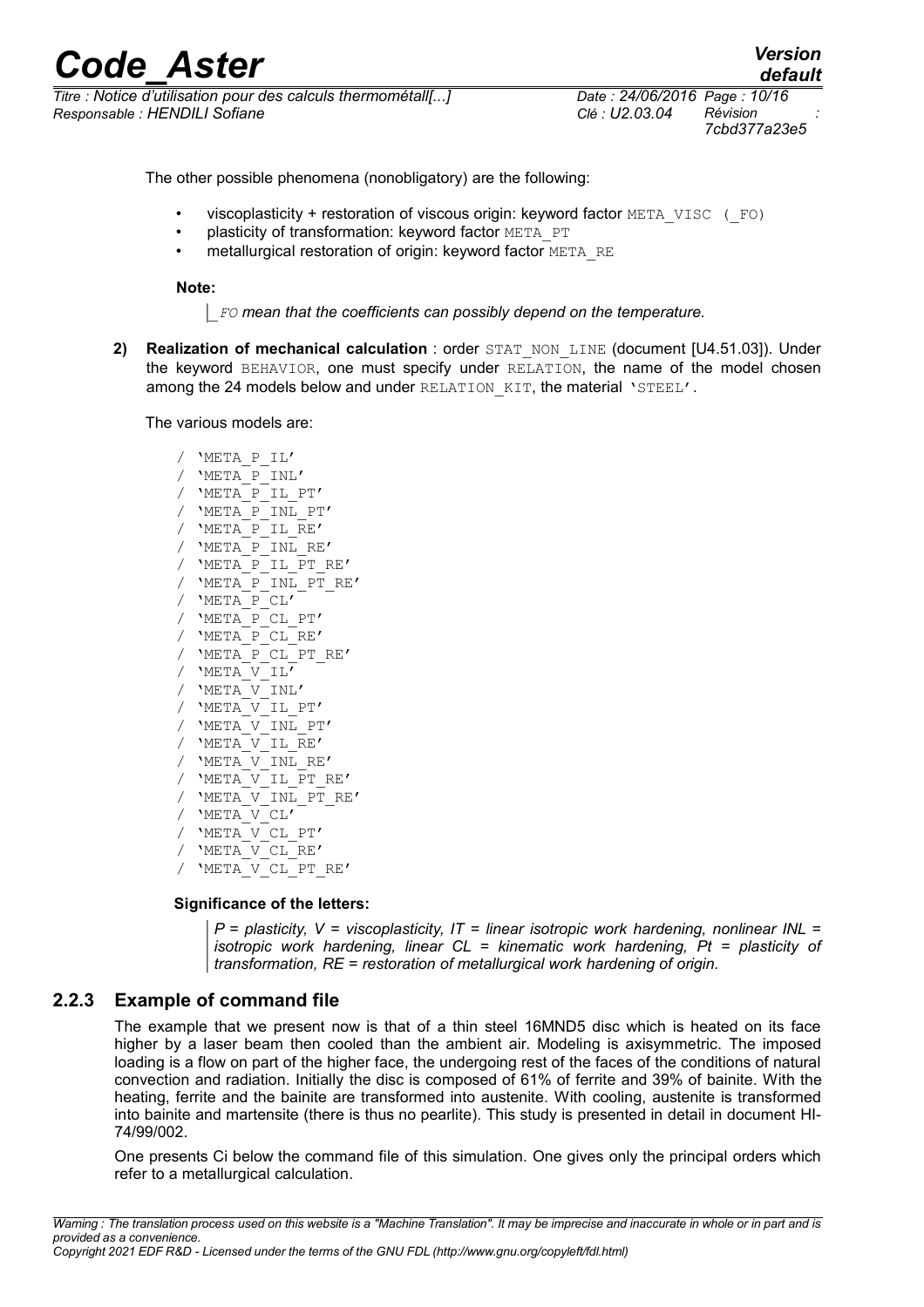The other possible phenomena (nonobligatory) are the following:

- viscoplasticity + restoration of viscous origin: keyword factor META_VISC (_FO)
- plasticity of transformation: keyword factor META_PT
- metallurgical restoration of origin: keyword factor META_RE

**Note:**

> *_FO mean that the coefficients can possibly depend on the temperature.*

2) **Realization of mechanical calculation** : order STAT_NON_LINE (document [U4.51.03]). Under the keyword BEHAVIOR, one must specify under RELATION, the name of the model chosen among the 24 models below and under RELATION_KIT, the material 'STEEL'.

The various models are:

```
/ 'META_P_IL'
/ 'META_P_INL'
/ 'META_P_IL_PT'
/ 'META_P_INL_PT'
/ 'META_P_IL_RE'
/ 'META_P_INL_RE'
/ 'META_P_IL_PT_RE'
/ 'META_P_INL_PT_RE'
/ 'META_P_CL'
/ 'META_P_CL_PT'
/ 'META_P_CL_RE'
/ 'META_P_CL_PT_RE'
/ 'META_V_IL'
/ 'META_V_INL'
/ 'META_V_IL_PT'
/ 'META_V_INL_PT'
/ 'META_V_IL_RE'
/ 'META_V_INL_RE'
/ 'META_V_IL_PT_RE'
/ 'META_V_INL_PT_RE'
/ 'META_V_CL'
/ 'META_V_CL_PT'
/ 'META_V_CL_RE'
/ 'META_V_CL_PT_RE'
```

**Significance of the letters:**

> *P = plasticity, V = viscoplasticity, IT = linear isotropic work hardening, nonlinear INL = isotropic work hardening, linear CL = kinematic work hardening, Pt = plasticity of transformation, RE = restoration of metallurgical work hardening of origin.*

### 2.2.3 Example of command file

The example that we present now is that of a thin steel 16MND5 disc which is heated on its face higher by a laser beam then cooled than the ambient air. Modeling is axisymmetric. The imposed loading is a flow on part of the higher face, the undergoing rest of the faces of the conditions of natural convection and radiation. Initially the disc is composed of 61% of ferrite and 39% of bainite. With the heating, ferrite and the bainite are transformed into austenite. With cooling, austenite is transformed into bainite and martensite (there is thus no pearlite). This study is presented in detail in document HI-74/99/002.

One presents Ci below the command file of this simulation. One gives only the principal orders which refer to a metallurgical calculation.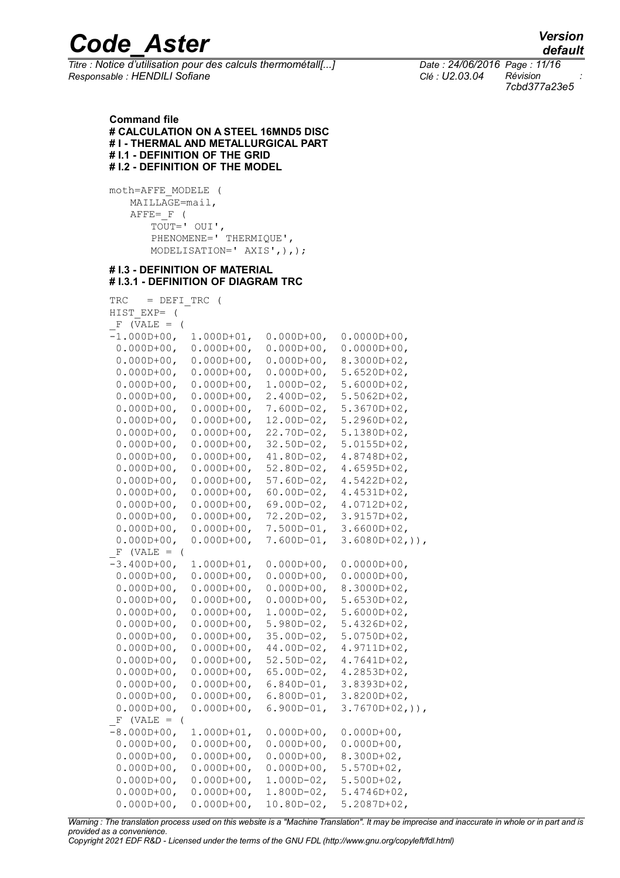**Command file**

**# CALCULATION ON A STEEL 16MND5 DISC**

**# I - THERMAL AND METALLURGICAL PART**

**# I.1 - DEFINITION OF THE GRID**

**# I.2 - DEFINITION OF THE MODEL**

```
moth=AFFE_MODELE (
    MAILLAGE=mail,
    AFFE=_F (
        TOUT=' OUI',
        PHENOMENE=' THERMIQUE',
        MODELISATION=' AXIS',),);
```

**# I.3 - DEFINITION OF MATERIAL**

**# I.3.1 - DEFINITION OF DIAGRAM TRC**

```
TRC   = DEFI_TRC (
HIST_EXP= (
_F (VALE = (
-1.000D+00,  1.000D+01,  0.000D+00,  0.0000D+00,
 0.000D+00,  0.000D+00,  0.000D+00,  0.0000D+00,
 0.000D+00,  0.000D+00,  0.000D+00,  8.3000D+02,
 0.000D+00,  0.000D+00,  0.000D+00,  5.6520D+02,
 0.000D+00,  0.000D+00,  1.000D-02,  5.6000D+02,
 0.000D+00,  0.000D+00,  2.400D-02,  5.5062D+02,
 0.000D+00,  0.000D+00,  7.600D-02,  5.3670D+02,
 0.000D+00,  0.000D+00,  12.00D-02,  5.2960D+02,
 0.000D+00,  0.000D+00,  22.70D-02,  5.1380D+02,
 0.000D+00,  0.000D+00,  32.50D-02,  5.0155D+02,
 0.000D+00,  0.000D+00,  41.80D-02,  4.8748D+02,
 0.000D+00,  0.000D+00,  52.80D-02,  4.6595D+02,
 0.000D+00,  0.000D+00,  57.60D-02,  4.5422D+02,
 0.000D+00,  0.000D+00,  60.00D-02,  4.4531D+02,
 0.000D+00,  0.000D+00,  69.00D-02,  4.0712D+02,
 0.000D+00,  0.000D+00,  72.20D-02,  3.9157D+02,
 0.000D+00,  0.000D+00,  7.500D-01,  3.6600D+02,
 0.000D+00,  0.000D+00,  7.600D-01,  3.6080D+02,)),
_F (VALE = (
-3.400D+00,  1.000D+01,  0.000D+00,  0.0000D+00,
 0.000D+00,  0.000D+00,  0.000D+00,  0.0000D+00,
 0.000D+00,  0.000D+00,  0.000D+00,  8.3000D+02,
 0.000D+00,  0.000D+00,  0.000D+00,  5.6530D+02,
 0.000D+00,  0.000D+00,  1.000D-02,  5.6000D+02,
 0.000D+00,  0.000D+00,  5.980D-02,  5.4326D+02,
 0.000D+00,  0.000D+00,  35.00D-02,  5.0750D+02,
 0.000D+00,  0.000D+00,  44.00D-02,  4.9711D+02,
 0.000D+00,  0.000D+00,  52.50D-02,  4.7641D+02,
 0.000D+00,  0.000D+00,  65.00D-02,  4.2853D+02,
 0.000D+00,  0.000D+00,  6.840D-01,  3.8393D+02,
 0.000D+00,  0.000D+00,  6.800D-01,  3.8200D+02,
 0.000D+00,  0.000D+00,  6.900D-01,  3.7670D+02,)),
_F (VALE = (
-8.000D+00,  1.000D+01,  0.000D+00,  0.000D+00,
 0.000D+00,  0.000D+00,  0.000D+00,  0.000D+00,
 0.000D+00,  0.000D+00,  0.000D+00,  8.300D+02,
 0.000D+00,  0.000D+00,  0.000D+00,  5.570D+02,
 0.000D+00,  0.000D+00,  1.000D-02,  5.500D+02,
 0.000D+00,  0.000D+00,  1.800D-02,  5.4746D+02,
 0.000D+00,  0.000D+00,  10.80D-02,  5.2087D+02,
```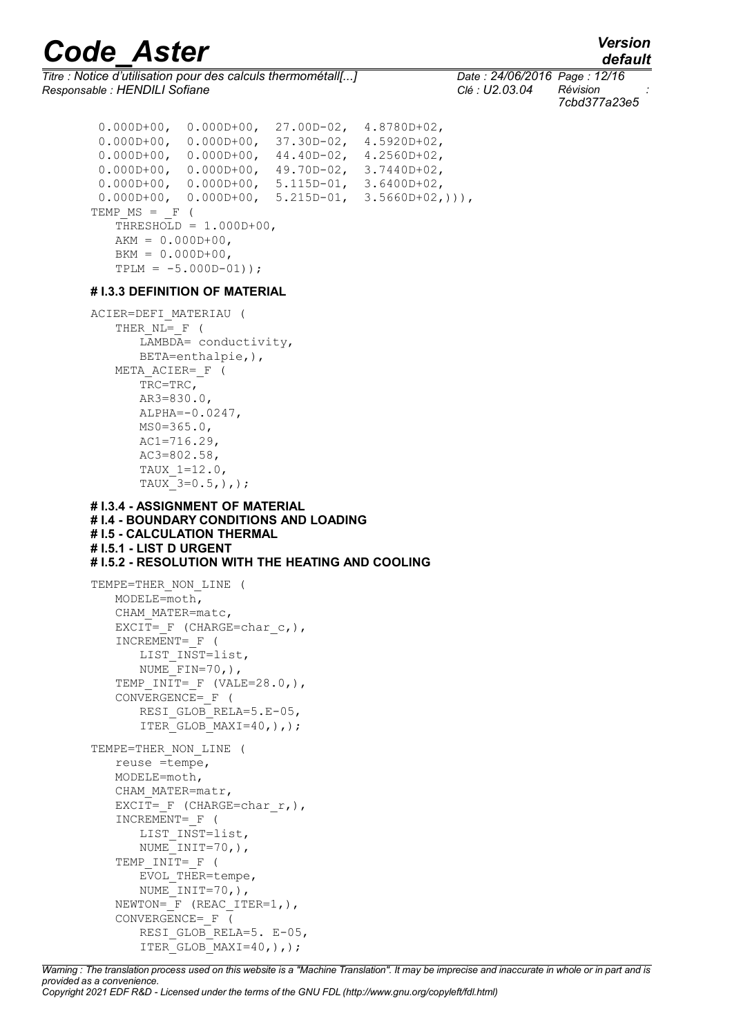```
 0.000D+00,  0.000D+00,  27.00D-02,  4.8780D+02,
 0.000D+00,  0.000D+00,  37.30D-02,  4.5920D+02,
 0.000D+00,  0.000D+00,  44.40D-02,  4.2560D+02,
 0.000D+00,  0.000D+00,  49.70D-02,  3.7440D+02,
 0.000D+00,  0.000D+00,  5.115D-01,  3.6400D+02,
 0.000D+00,  0.000D+00,  5.215D-01,  3.5660D+02,))),
TEMP_MS = _F (
   THRESHOLD = 1.000D+00,
   AKM = 0.000D+00,
   BKM = 0.000D+00,
   TPLM = -5.000D-01));
```

**# I.3.3 DEFINITION OF MATERIAL**

```
ACIER=DEFI_MATERIAU (
   THER_NL=_F (
      LAMBDA= conductivity,
      BETA=enthalpie,),
   META_ACIER=_F (
      TRC=TRC,
      AR3=830.0,
      ALPHA=-0.0247,
      MS0=365.0,
      AC1=716.29,
      AC3=802.58,
      TAUX_1=12.0,
      TAUX_3=0.5,),);
```

**# I.3.4 - ASSIGNMENT OF MATERIAL**
**# I.4 - BOUNDARY CONDITIONS AND LOADING**
**# I.5 - CALCULATION THERMAL**
**# I.5.1 - LIST D URGENT**
**# I.5.2 - RESOLUTION WITH THE HEATING AND COOLING**

```
TEMPE=THER_NON_LINE (
   MODELE=moth,
   CHAM_MATER=matc,
   EXCIT=_F (CHARGE=char_c,),
   INCREMENT=_F (
      LIST_INST=list,
      NUME_FIN=70,),
   TEMP_INIT=_F (VALE=28.0,),
   CONVERGENCE=_F (
      RESI_GLOB_RELA=5.E-05,
      ITER_GLOB_MAXI=40,),);

TEMPE=THER_NON_LINE (
   reuse =tempe,
   MODELE=moth,
   CHAM_MATER=matr,
   EXCIT=_F (CHARGE=char_r,),
   INCREMENT=_F (
      LIST_INST=list,
      NUME_INIT=70,),
   TEMP_INIT=_F (
      EVOL_THER=tempe,
      NUME_INIT=70,),
   NEWTON=_F (REAC_ITER=1,),
   CONVERGENCE=_F (
      RESI_GLOB_RELA=5. E-05,
      ITER_GLOB_MAXI=40,),);
```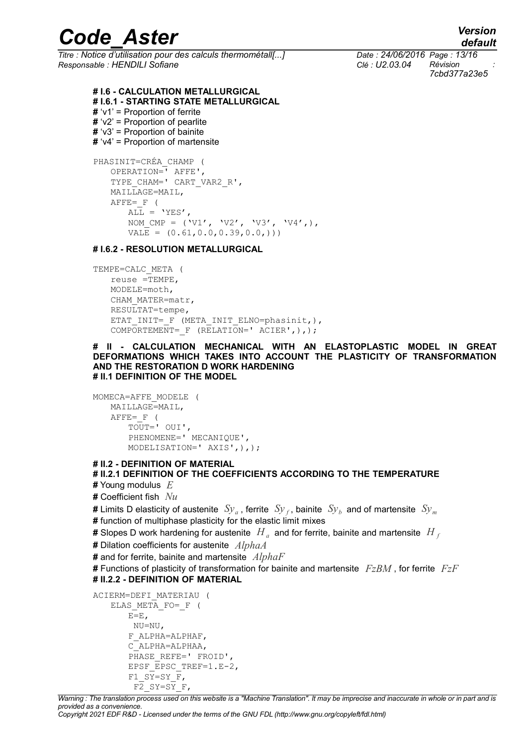**# I.6 - CALCULATION METALLURGICAL**
**# I.6.1 - STARTING STATE METALLURGICAL**
**#** 'v1' = Proportion of ferrite
**#** 'v2' = Proportion of pearlite
**#** 'v3' = Proportion of bainite
**#** 'v4' = Proportion of martensite

```
PHASINIT=CRÉA_CHAMP (
    OPERATION=' AFFE',
    TYPE_CHAM=' CART_VAR2_R',
    MAILLAGE=MAIL,
    AFFE=_F (
        ALL = 'YES',
        NOM_CMP = ('V1', 'V2', 'V3', 'V4',),
        VALE = (0.61,0.0,0.39,0.0,)))
```

**# I.6.2 - RESOLUTION METALLURGICAL**

```
TEMPE=CALC_META (
    reuse =TEMPE,
    MODELE=moth,
    CHAM_MATER=matr,
    RESULTAT=tempe,
    ETAT_INIT=_F (META_INIT_ELNO=phasinit,),
    COMPORTEMENT=_F (RELATION=' ACIER',),);
```

**# II - CALCULATION MECHANICAL WITH AN ELASTOPLASTIC MODEL IN GREAT DEFORMATIONS WHICH TAKES INTO ACCOUNT THE PLASTICITY OF TRANSFORMATION AND THE RESTORATION D WORK HARDENING**
**# II.1 DEFINITION OF THE MODEL**

```
MOMECA=AFFE_MODELE (
    MAILLAGE=MAIL,
    AFFE=_F (
        TOUT=' OUI',
        PHENOMENE=' MECANIQUE',
        MODELISATION=' AXIS',),);
```

**# II.2 - DEFINITION OF MATERIAL**
**# II.2.1 DEFINITION OF THE COEFFICIENTS ACCORDING TO THE TEMPERATURE**
**#** Young modulus $E$
**#** Coefficient fish $Nu$
**#** Limits D elasticity of austenite $Sy_a$, ferrite $Sy_f$, bainite $Sy_b$ and of martensite $Sy_m$
**#** function of multiphase plasticity for the elastic limit mixes
**#** Slopes D work hardening for austenite $H_a$ and for ferrite, bainite and martensite $H_f$
**#** Dilation coefficients for austenite $AlphaA$
**#** and for ferrite, bainite and martensite $AlphaF$
**#** Functions of plasticity of transformation for bainite and martensite $FzBM$, for ferrite $FzF$
**# II.2.2 - DEFINITION OF MATERIAL**

```
ACIERM=DEFI_MATERIAU (
    ELAS_META_FO=_F (
        E=E,
         NU=NU,
        F_ALPHA=ALPHAF,
        C_ALPHA=ALPHAA,
        PHASE_REFE=' FROID',
        EPSF_EPSC_TREF=1.E-2,
        F1_SY=SY_F,
         F2_SY=SY_F,
```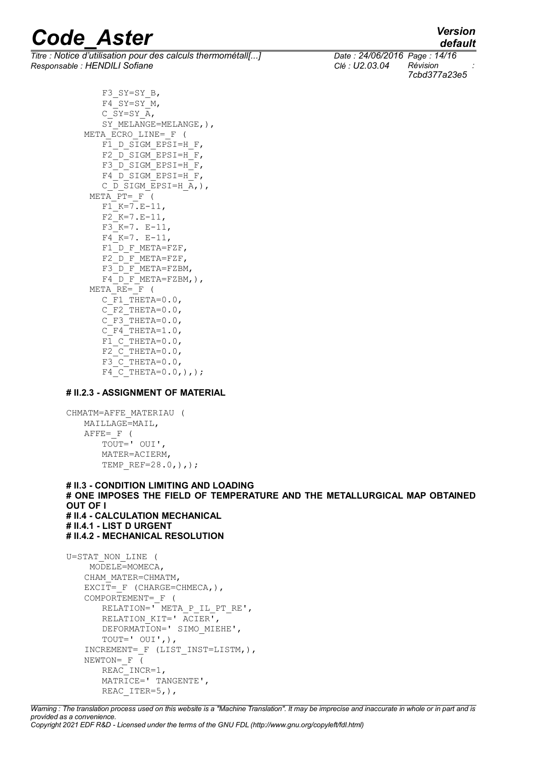```
        F3_SY=SY_B,
        F4_SY=SY_M,
        C_SY=SY_A,
        SY_MELANGE=MELANGE,),
    META_ECRO_LINE=_F (
        F1_D_SIGM_EPSI=H_F,
        F2_D_SIGM_EPSI=H_F,
        F3_D_SIGM_EPSI=H_F,
        F4_D_SIGM_EPSI=H_F,
        C_D_SIGM_EPSI=H_A,),
     META_PT=_F (
        F1_K=7.E-11,
        F2_K=7.E-11,
        F3_K=7. E-11,
        F4_K=7. E-11,
        F1_D_F_META=FZF,
        F2_D_F_META=FZF,
        F3_D_F_META=FZBM,
        F4_D_F_META=FZBM,),
     META_RE=_F (
        C_F1_THETA=0.0,
        C_F2_THETA=0.0,
        C_F3_THETA=0.0,
        C_F4_THETA=1.0,
        F1_C_THETA=0.0,
        F2_C_THETA=0.0,
        F3_C_THETA=0.0,
        F4_C_THETA=0.0,),);
```

**# II.2.3 - ASSIGNMENT OF MATERIAL**

```
CHMATM=AFFE_MATERIAU (
    MAILLAGE=MAIL,
    AFFE=_F (
        TOUT=' OUI',
        MATER=ACIERM,
        TEMP_REF=28.0,),);
```

**# II.3 - CONDITION LIMITING AND LOADING**
**# ONE IMPOSES THE FIELD OF TEMPERATURE AND THE METALLURGICAL MAP OBTAINED OUT OF I**
**# II.4 - CALCULATION MECHANICAL**
**# II.4.1 - LIST D URGENT**
**# II.4.2 - MECHANICAL RESOLUTION**

```
U=STAT_NON_LINE (
     MODELE=MOMECA,
    CHAM_MATER=CHMATM,
    EXCIT=_F (CHARGE=CHMECA,),
    COMPORTEMENT=_F (
        RELATION=' META_P_IL_PT_RE',
        RELATION_KIT=' ACIER',
        DEFORMATION=' SIMO_MIEHE',
        TOUT=' OUI',),
    INCREMENT=_F (LIST_INST=LISTM,),
    NEWTON=_F (
        REAC_INCR=1,
        MATRICE=' TANGENTE',
        REAC_ITER=5,),
```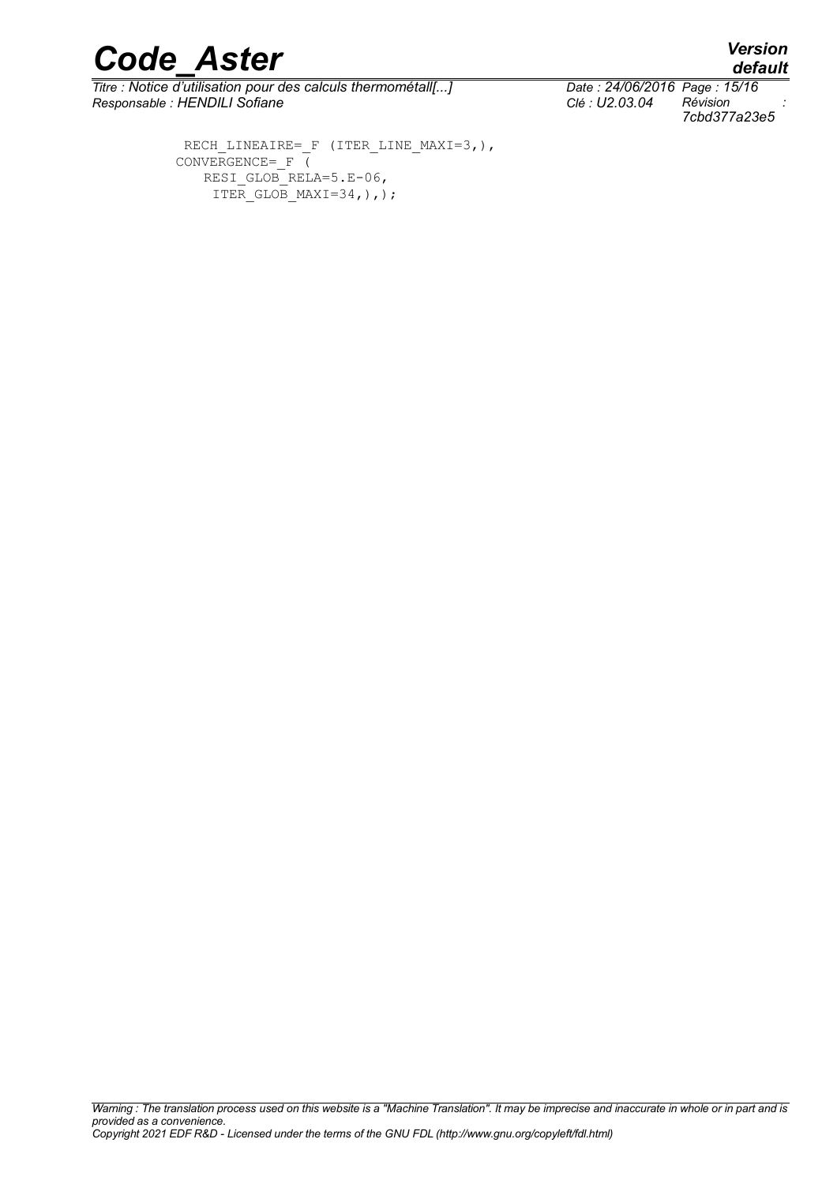```
 RECH_LINEAIRE=_F (ITER_LINE_MAXI=3,),
CONVERGENCE=_F (
   RESI_GLOB_RELA=5.E-06,
    ITER_GLOB_MAXI=34,),);
```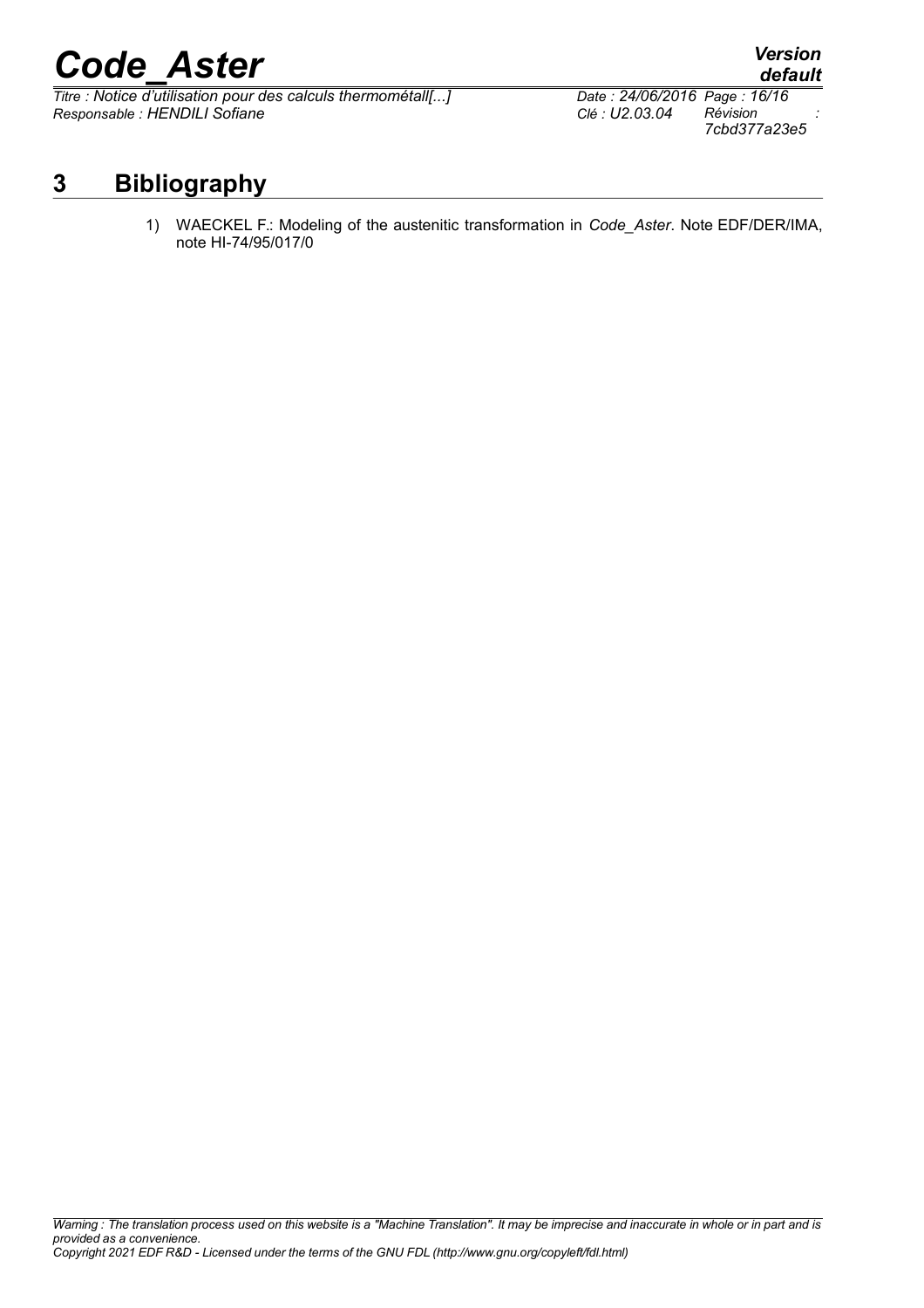## 3 Bibliography

1) WAECKEL F.: Modeling of the austenitic transformation in *Code_Aster*. Note EDF/DER/IMA, note HI-74/95/017/0